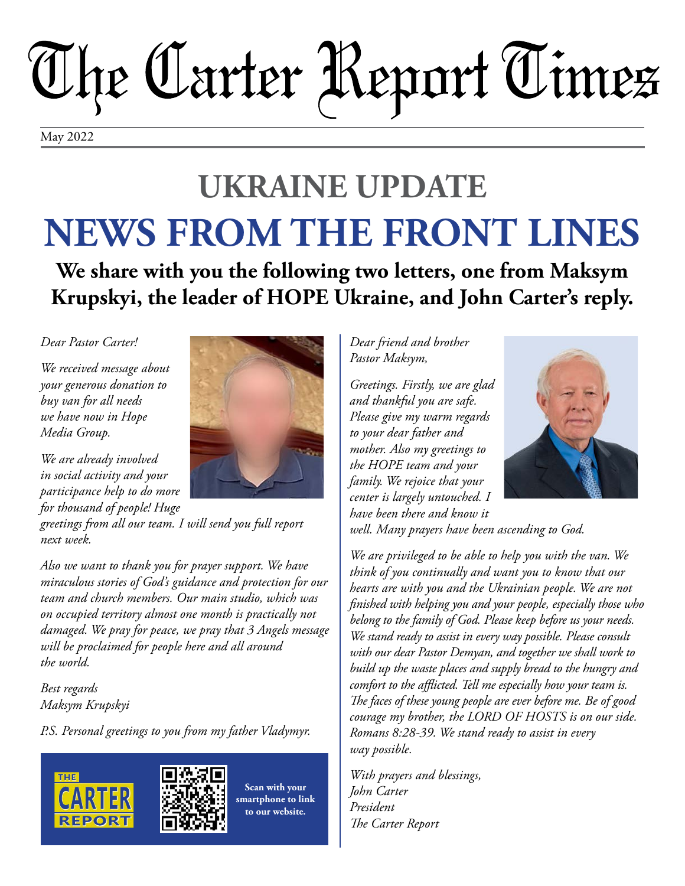# The Carter Report Times

May 2022

## UKRAINE UPDATE

# NEWS FROM THE FRONT LINES

**We share with you the following two letters, one from Maksym Krupskyi, the leader of HOPE Ukraine, and John Carter's reply.**

*Dear Pastor Carter!*

*We received message about your generous donation to buy van for all needs we have now in Hope Media Group.*

*We are already involved in social activity and your participance help to do more for thousand of people! Huge greetings from all our team. I will send you full report next week.*

*Also we want to thank you for prayer support. We have miraculous stories of God's guidance and protection for our team and church members. Our main studio, which was on occupied territory almost one month is practically not damaged. We pray for peace, we pray that 3 Angels message will be proclaimed for people here and all around the world.*

*Best regards*
*Maksym Krupskyi*

*P.S. Personal greetings to you from my father Vladymyr.*

THE CARTER REPORT

**Scan with your smartphone to link to our website.**

*Dear friend and brother Pastor Maksym,*

*Greetings. Firstly, we are glad and thankful you are safe. Please give my warm regards to your dear father and mother. Also my greetings to the HOPE team and your family. We rejoice that your center is largely untouched. I have been there and know it well. Many prayers have been ascending to God.*

*We are privileged to be able to help you with the van. We think of you continually and want you to know that our hearts are with you and the Ukrainian people. We are not finished with helping you and your people, especially those who belong to the family of God. Please keep before us your needs. We stand ready to assist in every way possible. Please consult with our dear Pastor Demyan, and together we shall work to build up the waste places and supply bread to the hungry and comfort to the afflicted. Tell me especially how your team is. The faces of these young people are ever before me. Be of good courage my brother, the LORD OF HOSTS is on our side. Romans 8:28-39. We stand ready to assist in every way possible.*

*With prayers and blessings,*
*John Carter*
*President*
*The Carter Report*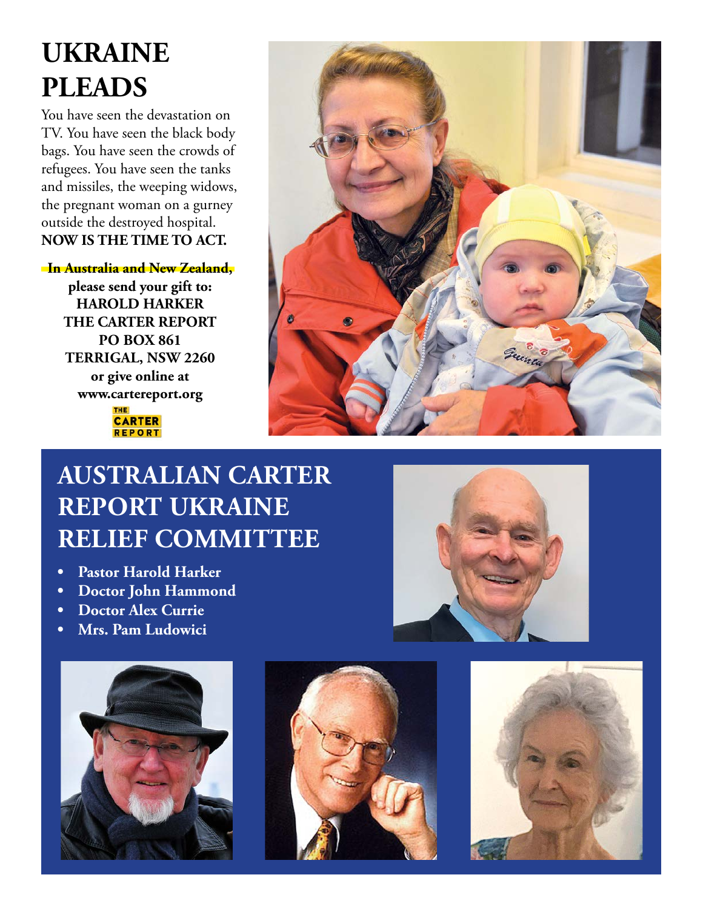# UKRAINE PLEADS

You have seen the devastation on TV. You have seen the black body bags. You have seen the crowds of refugees. You have seen the tanks and missiles, the weeping widows, the pregnant woman on a gurney outside the destroyed hospital. **NOW IS THE TIME TO ACT.**

**In Australia and New Zealand, please send your gift to:**
**HAROLD HARKER**
**THE CARTER REPORT**
**PO BOX 861**
**TERRIGAL, NSW 2260**
**or give online at**
**www.cartereport.org**

THE CARTER REPORT

## AUSTRALIAN CARTER REPORT UKRAINE RELIEF COMMITTEE

- **Pastor Harold Harker**
- **Doctor John Hammond**
- **Doctor Alex Currie**
- **Mrs. Pam Ludowici**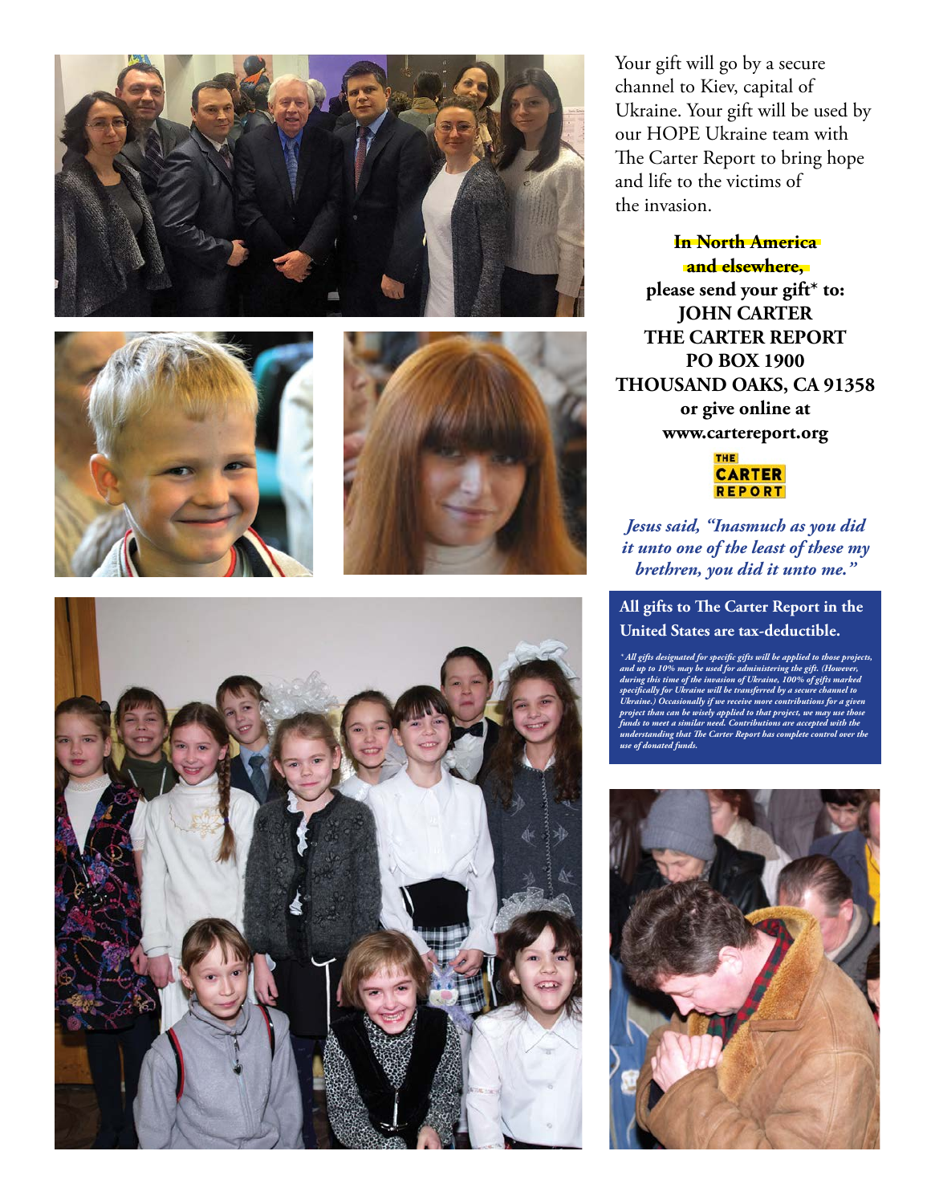Your gift will go by a secure channel to Kiev, capital of Ukraine. Your gift will be used by our HOPE Ukraine team with The Carter Report to bring hope and life to the victims of the invasion.

**In North America and elsewhere, please send your gift* to:**
**JOHN CARTER**
**THE CARTER REPORT**
**PO BOX 1900**
**THOUSAND OAKS, CA 91358**
**or give online at**
**www.cartereport.org**

THE CARTER REPORT

***Jesus said, "Inasmuch as you did it unto one of the least of these my brethren, you did it unto me."***

**All gifts to The Carter Report in the United States are tax-deductible.**

*\* All gifts designated for specific gifts will be applied to those projects, and up to 10% may be used for administering the gift. (However, during this time of the invasion of Ukraine, 100% of gifts marked specifically for Ukraine will be transferred by a secure channel to Ukraine.) Occasionally if we receive more contributions for a given project than can be wisely applied to that project, we may use those funds to meet a similar need. Contributions are accepted with the understanding that The Carter Report has complete control over the use of donated funds.*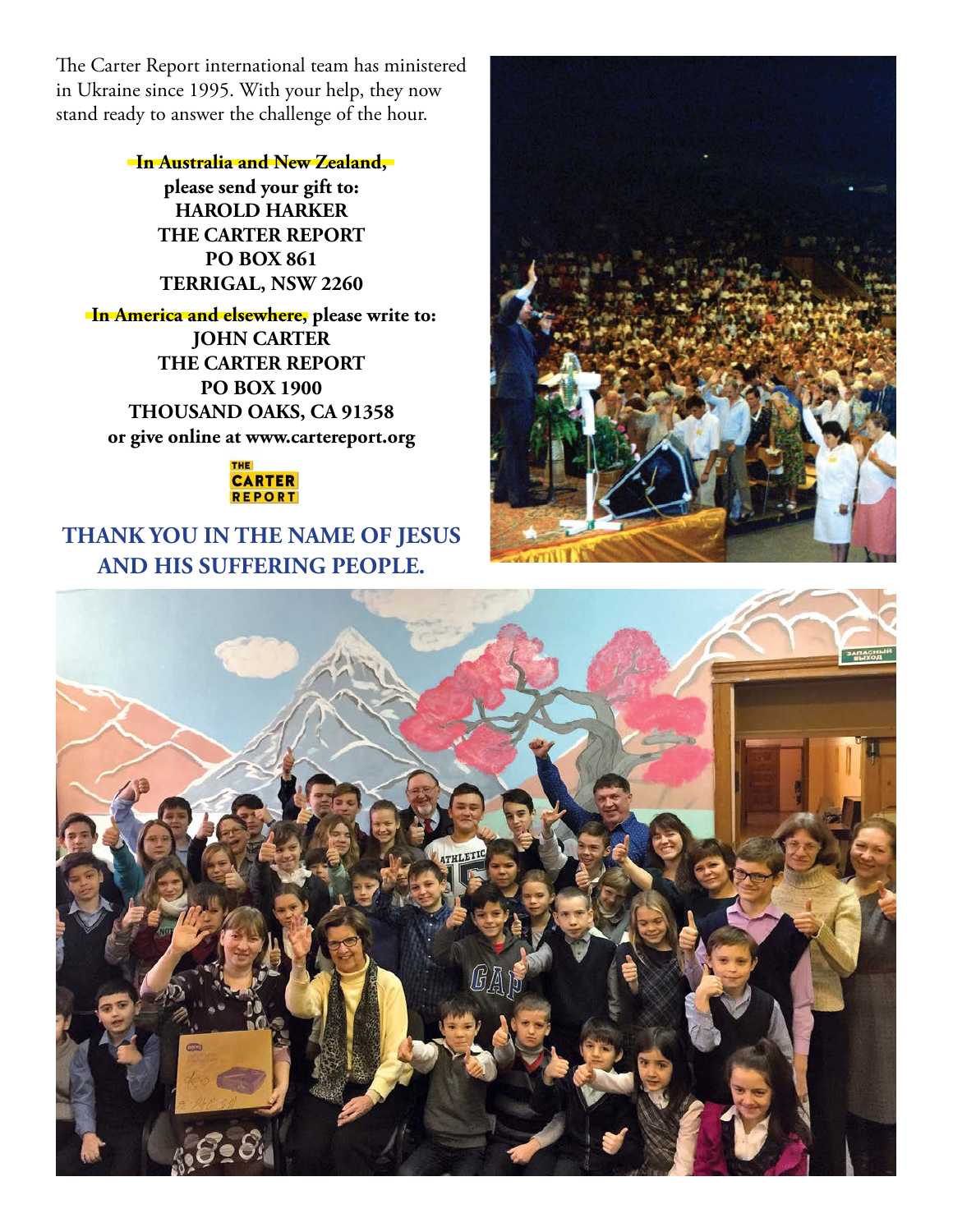The Carter Report international team has ministered in Ukraine since 1995. With your help, they now stand ready to answer the challenge of the hour.

**In Australia and New Zealand,**
**please send your gift to:**
**HAROLD HARKER**
**THE CARTER REPORT**
**PO BOX 861**
**TERRIGAL, NSW 2260**

**In America and elsewhere, please write to:**
**JOHN CARTER**
**THE CARTER REPORT**
**PO BOX 1900**
**THOUSAND OAKS, CA 91358**
**or give online at www.cartereport.org**

THE CARTER REPORT

## THANK YOU IN THE NAME OF JESUS AND HIS SUFFERING PEOPLE.